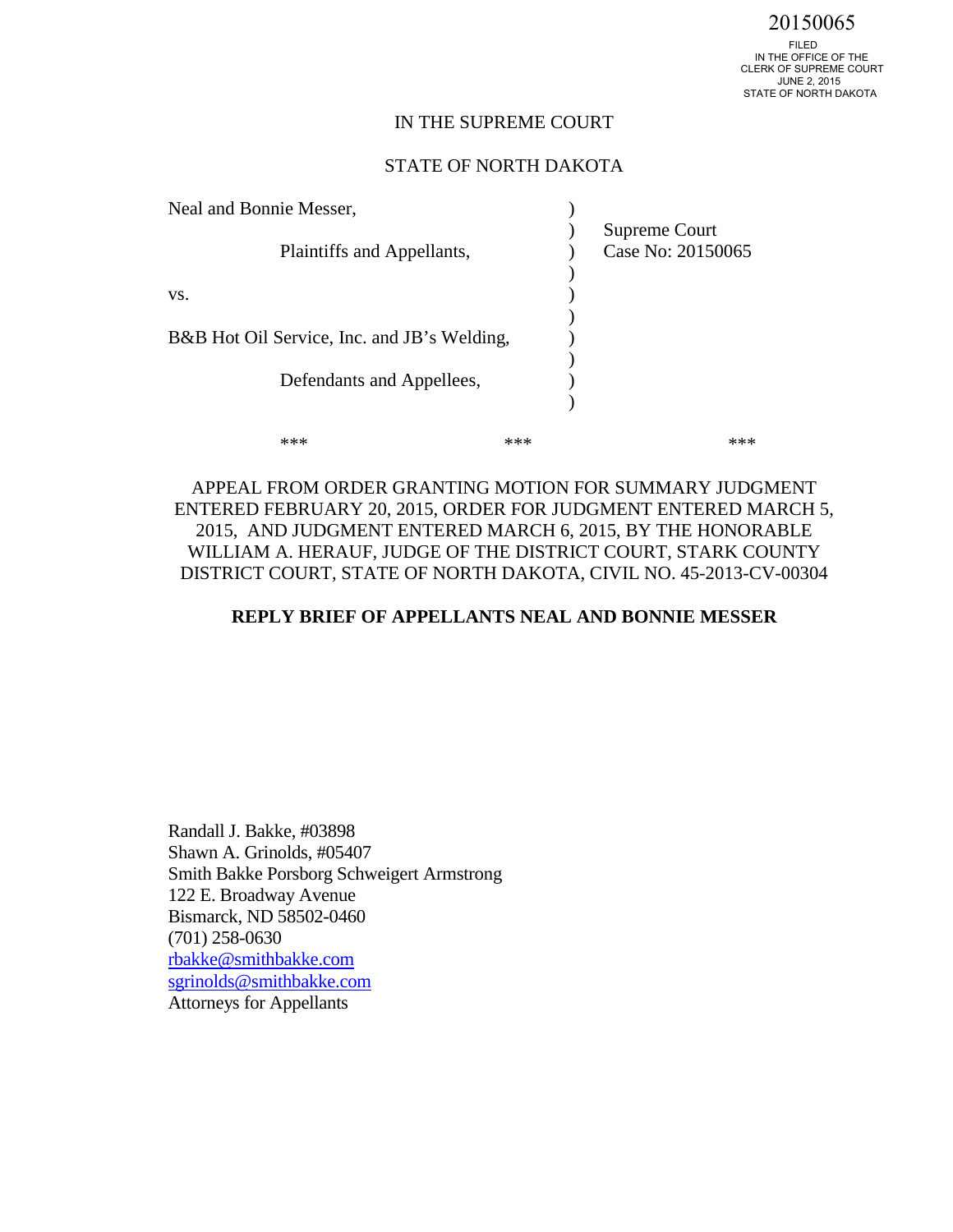20150065

FILED
IN THE OFFICE OF THE
CLERK OF SUPREME COURT
JUNE 2, 2015
STATE OF NORTH DAKOTA

IN THE SUPREME COURT

STATE OF NORTH DAKOTA

| | | |
|---|---|---|
| Neal and Bonnie Messer, | ) | |
| | ) | Supreme Court |
| Plaintiffs and Appellants, | ) | Case No: 20150065 |
| | ) | |
| vs. | ) | |
| | ) | |
| B&B Hot Oil Service, Inc. and JB's Welding, | ) | |
| | ) | |
| Defendants and Appellees, | ) | |
| | ) | |

\*\*\* \*\*\* \*\*\*

APPEAL FROM ORDER GRANTING MOTION FOR SUMMARY JUDGMENT ENTERED FEBRUARY 20, 2015, ORDER FOR JUDGMENT ENTERED MARCH 5, 2015, AND JUDGMENT ENTERED MARCH 6, 2015, BY THE HONORABLE WILLIAM A. HERAUF, JUDGE OF THE DISTRICT COURT, STARK COUNTY DISTRICT COURT, STATE OF NORTH DAKOTA, CIVIL NO. 45-2013-CV-00304

**REPLY BRIEF OF APPELLANTS NEAL AND BONNIE MESSER**

Randall J. Bakke, #03898
Shawn A. Grinolds, #05407
Smith Bakke Porsborg Schweigert Armstrong
122 E. Broadway Avenue
Bismarck, ND 58502-0460
(701) 258-0630
rbakke@smithbakke.com
sgrinolds@smithbakke.com
Attorneys for Appellants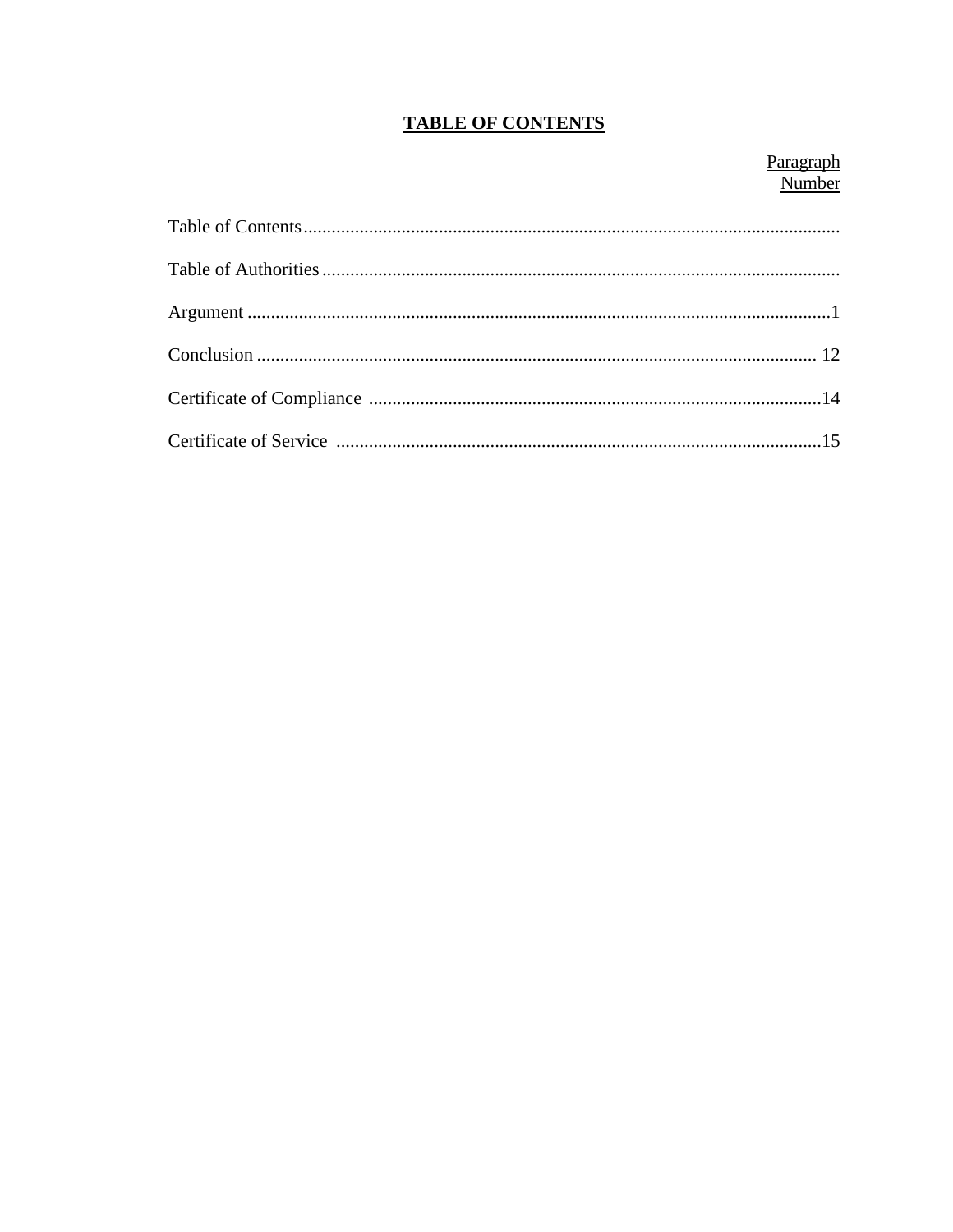## TABLE OF CONTENTS

| | Paragraph Number |
|---|---|
| Table of Contents | |
| Table of Authorities | |
| Argument | 1 |
| Conclusion | 12 |
| Certificate of Compliance | 14 |
| Certificate of Service | 15 |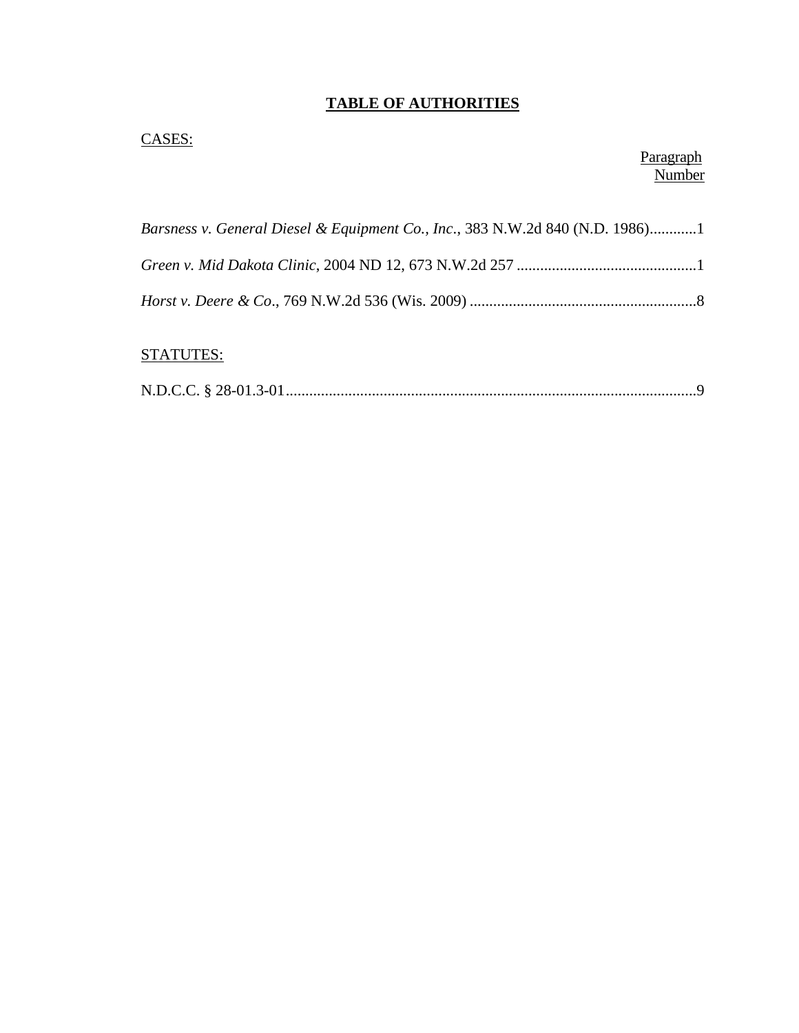# TABLE OF AUTHORITIES

CASES:

Paragraph Number

*Barsness v. General Diesel & Equipment Co., Inc.*, 383 N.W.2d 840 (N.D. 1986)............1

*Green v. Mid Dakota Clinic*, 2004 ND 12, 673 N.W.2d 257 ..............................................1

*Horst v. Deere & Co.*, 769 N.W.2d 536 (Wis. 2009) ..........................................................8

STATUTES:

N.D.C.C. § 28-01.3-01.........................................................................................................9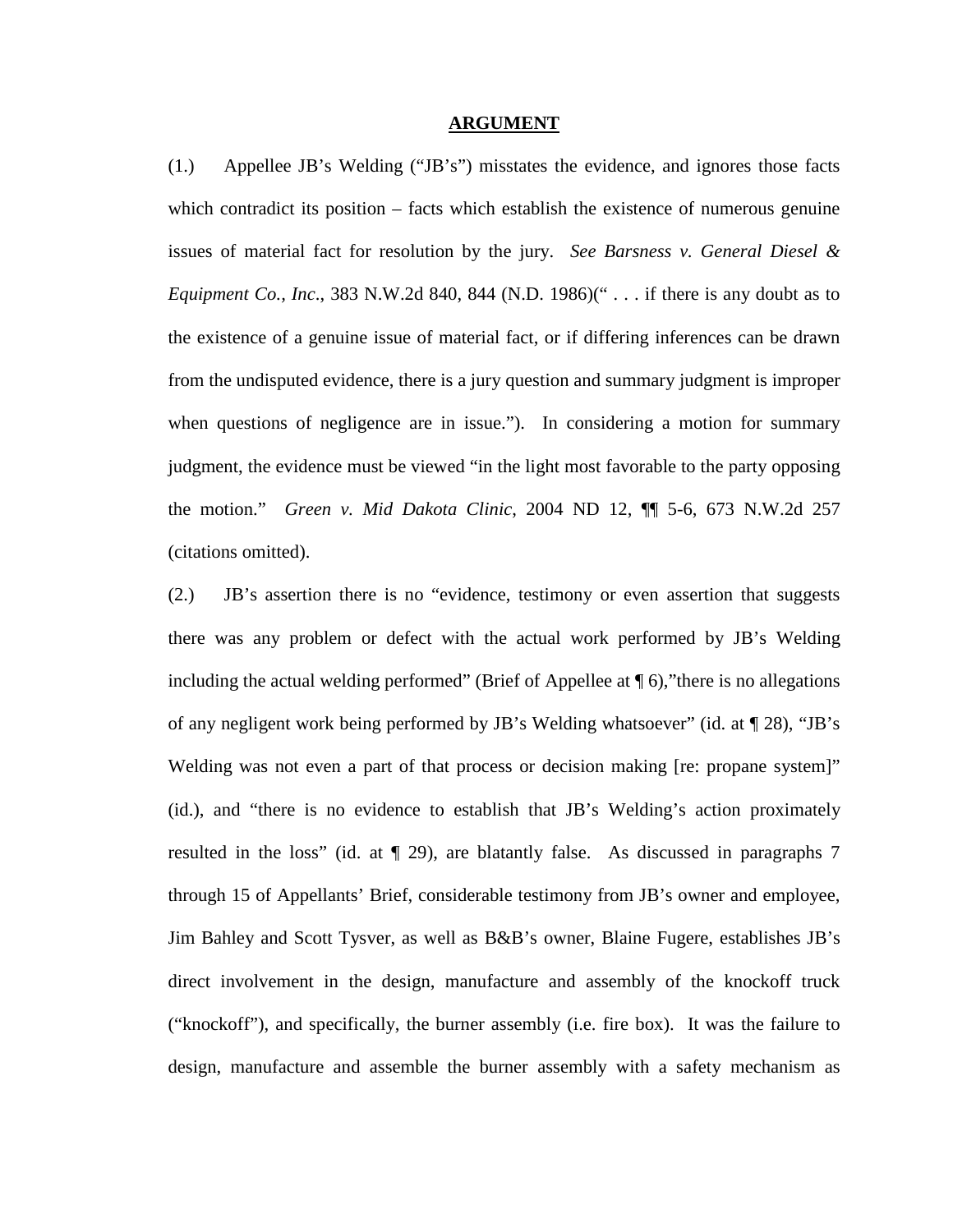## ARGUMENT

(1.) Appellee JB's Welding ("JB's") misstates the evidence, and ignores those facts which contradict its position – facts which establish the existence of numerous genuine issues of material fact for resolution by the jury. *See Barsness v. General Diesel & Equipment Co., Inc.*, 383 N.W.2d 840, 844 (N.D. 1986)(" . . . if there is any doubt as to the existence of a genuine issue of material fact, or if differing inferences can be drawn from the undisputed evidence, there is a jury question and summary judgment is improper when questions of negligence are in issue."). In considering a motion for summary judgment, the evidence must be viewed "in the light most favorable to the party opposing the motion." *Green v. Mid Dakota Clinic*, 2004 ND 12, ¶¶ 5-6, 673 N.W.2d 257 (citations omitted).

(2.) JB's assertion there is no "evidence, testimony or even assertion that suggests there was any problem or defect with the actual work performed by JB's Welding including the actual welding performed" (Brief of Appellee at ¶ 6),"there is no allegations of any negligent work being performed by JB's Welding whatsoever" (id. at ¶ 28), "JB's Welding was not even a part of that process or decision making [re: propane system]" (id.), and "there is no evidence to establish that JB's Welding's action proximately resulted in the loss" (id. at ¶ 29), are blatantly false. As discussed in paragraphs 7 through 15 of Appellants' Brief, considerable testimony from JB's owner and employee, Jim Bahley and Scott Tysver, as well as B&B's owner, Blaine Fugere, establishes JB's direct involvement in the design, manufacture and assembly of the knockoff truck ("knockoff"), and specifically, the burner assembly (i.e. fire box). It was the failure to design, manufacture and assemble the burner assembly with a safety mechanism as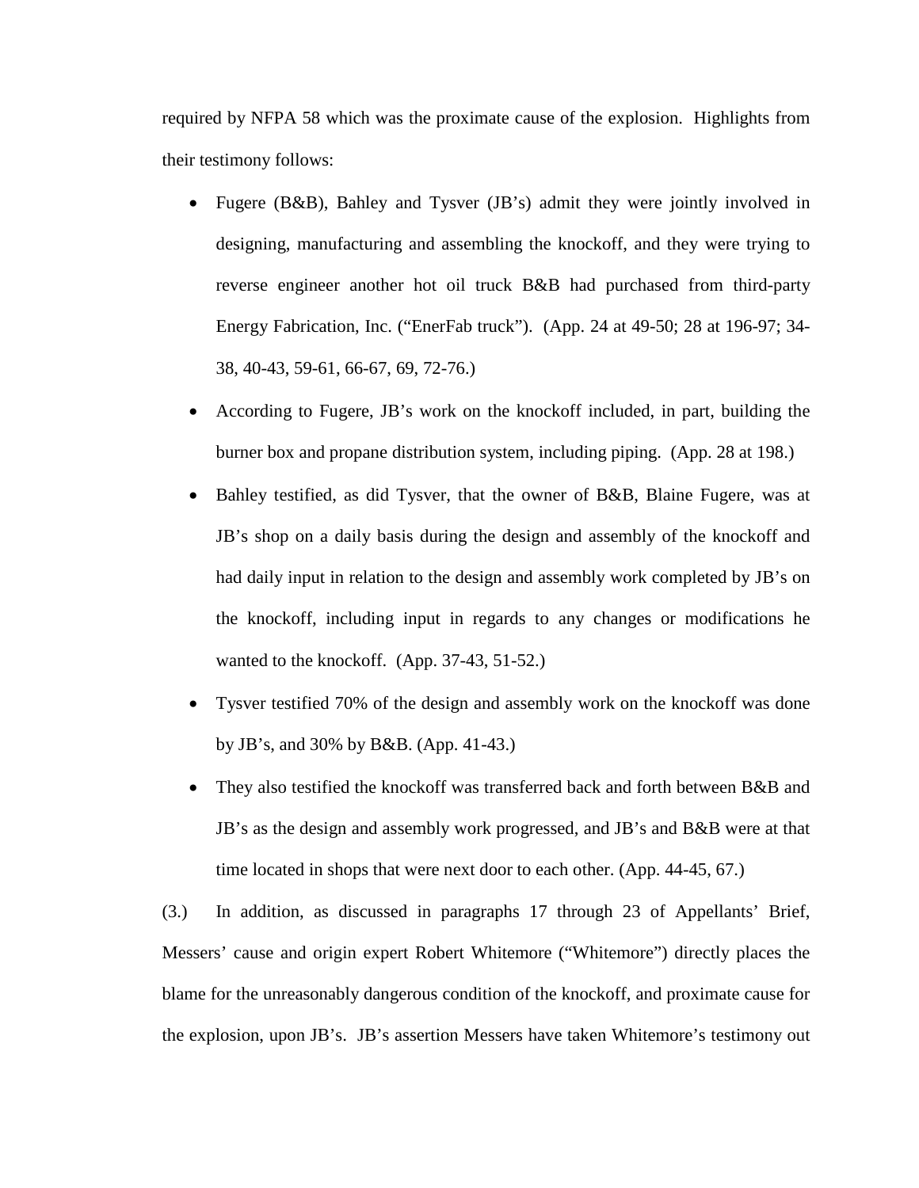required by NFPA 58 which was the proximate cause of the explosion. Highlights from their testimony follows:

- Fugere (B&B), Bahley and Tysver (JB's) admit they were jointly involved in designing, manufacturing and assembling the knockoff, and they were trying to reverse engineer another hot oil truck B&B had purchased from third-party Energy Fabrication, Inc. ("EnerFab truck"). (App. 24 at 49-50; 28 at 196-97; 34-38, 40-43, 59-61, 66-67, 69, 72-76.)
- According to Fugere, JB's work on the knockoff included, in part, building the burner box and propane distribution system, including piping. (App. 28 at 198.)
- Bahley testified, as did Tysver, that the owner of B&B, Blaine Fugere, was at JB's shop on a daily basis during the design and assembly of the knockoff and had daily input in relation to the design and assembly work completed by JB's on the knockoff, including input in regards to any changes or modifications he wanted to the knockoff. (App. 37-43, 51-52.)
- Tysver testified 70% of the design and assembly work on the knockoff was done by JB's, and 30% by B&B. (App. 41-43.)
- They also testified the knockoff was transferred back and forth between B&B and JB's as the design and assembly work progressed, and JB's and B&B were at that time located in shops that were next door to each other. (App. 44-45, 67.)

(3.) In addition, as discussed in paragraphs 17 through 23 of Appellants' Brief, Messers' cause and origin expert Robert Whitemore ("Whitemore") directly places the blame for the unreasonably dangerous condition of the knockoff, and proximate cause for the explosion, upon JB's. JB's assertion Messers have taken Whitemore's testimony out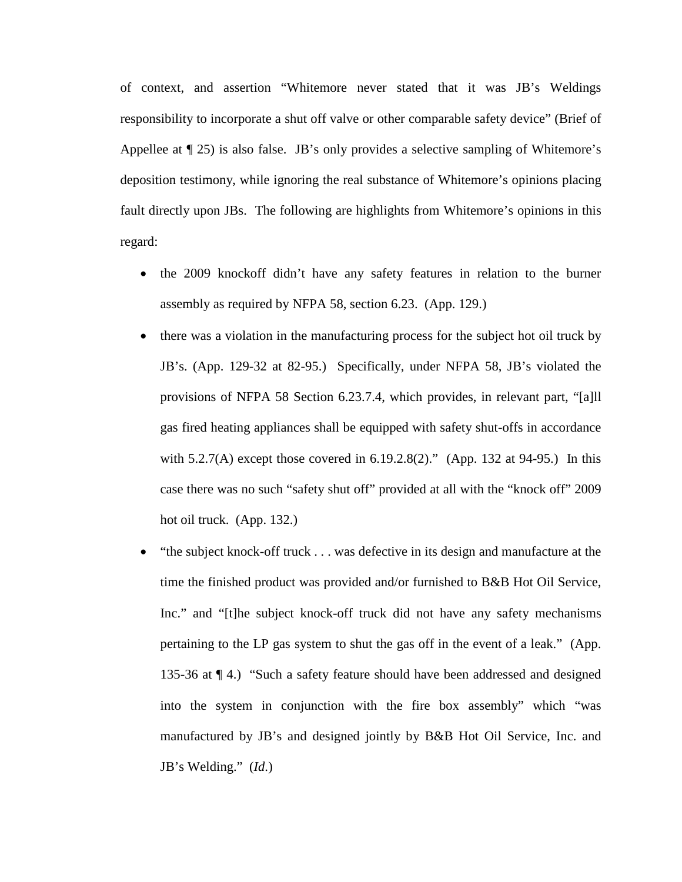of context, and assertion "Whitemore never stated that it was JB's Weldings responsibility to incorporate a shut off valve or other comparable safety device" (Brief of Appellee at ¶ 25) is also false. JB's only provides a selective sampling of Whitemore's deposition testimony, while ignoring the real substance of Whitemore's opinions placing fault directly upon JBs. The following are highlights from Whitemore's opinions in this regard:

- the 2009 knockoff didn't have any safety features in relation to the burner assembly as required by NFPA 58, section 6.23. (App. 129.)
- there was a violation in the manufacturing process for the subject hot oil truck by JB's. (App. 129-32 at 82-95.) Specifically, under NFPA 58, JB's violated the provisions of NFPA 58 Section 6.23.7.4, which provides, in relevant part, "[a]ll gas fired heating appliances shall be equipped with safety shut-offs in accordance with 5.2.7(A) except those covered in 6.19.2.8(2)." (App. 132 at 94-95.) In this case there was no such "safety shut off" provided at all with the "knock off" 2009 hot oil truck. (App. 132.)
- "the subject knock-off truck . . . was defective in its design and manufacture at the time the finished product was provided and/or furnished to B&B Hot Oil Service, Inc." and "[t]he subject knock-off truck did not have any safety mechanisms pertaining to the LP gas system to shut the gas off in the event of a leak." (App. 135-36 at ¶ 4.) "Such a safety feature should have been addressed and designed into the system in conjunction with the fire box assembly" which "was manufactured by JB's and designed jointly by B&B Hot Oil Service, Inc. and JB's Welding." (*Id.*)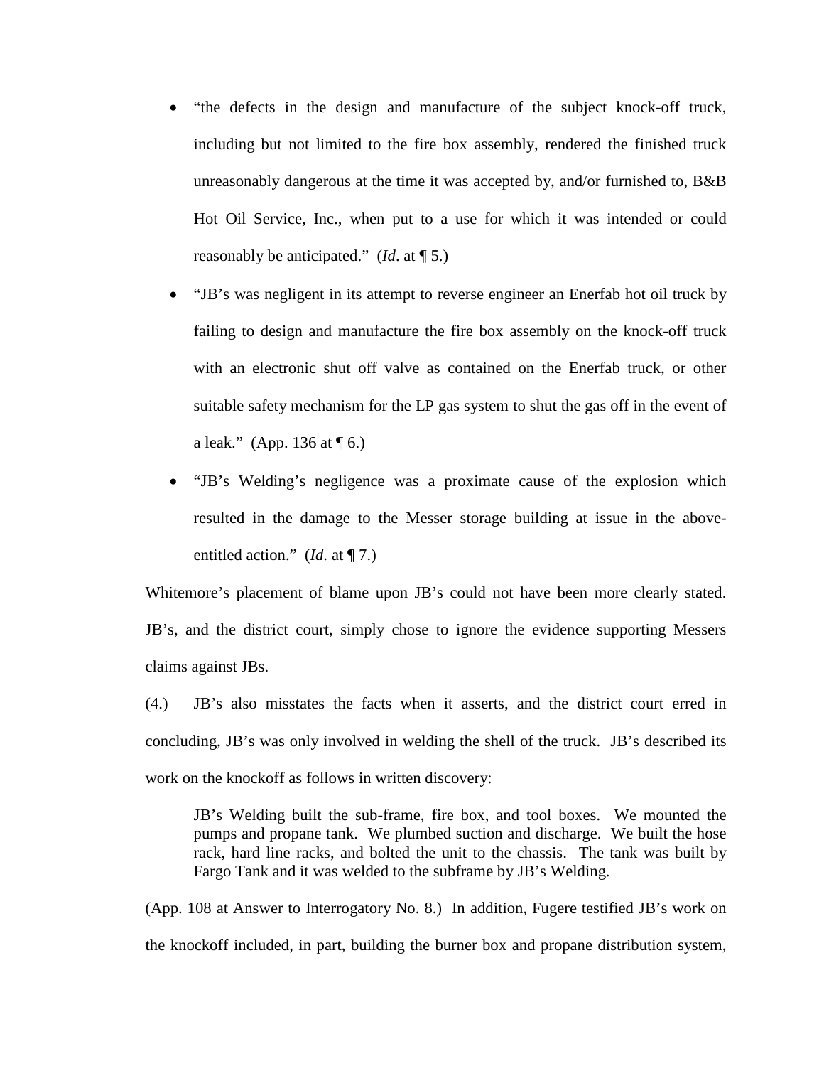- "the defects in the design and manufacture of the subject knock-off truck, including but not limited to the fire box assembly, rendered the finished truck unreasonably dangerous at the time it was accepted by, and/or furnished to, B&B Hot Oil Service, Inc., when put to a use for which it was intended or could reasonably be anticipated." (*Id*. at ¶ 5.)
- "JB's was negligent in its attempt to reverse engineer an Enerfab hot oil truck by failing to design and manufacture the fire box assembly on the knock-off truck with an electronic shut off valve as contained on the Enerfab truck, or other suitable safety mechanism for the LP gas system to shut the gas off in the event of a leak." (App. 136 at ¶ 6.)
- "JB's Welding's negligence was a proximate cause of the explosion which resulted in the damage to the Messer storage building at issue in the above-entitled action." (*Id*. at ¶ 7.)

Whitemore's placement of blame upon JB's could not have been more clearly stated. JB's, and the district court, simply chose to ignore the evidence supporting Messers claims against JBs.

(4.) JB's also misstates the facts when it asserts, and the district court erred in concluding, JB's was only involved in welding the shell of the truck. JB's described its work on the knockoff as follows in written discovery:

> JB's Welding built the sub-frame, fire box, and tool boxes. We mounted the pumps and propane tank. We plumbed suction and discharge. We built the hose rack, hard line racks, and bolted the unit to the chassis. The tank was built by Fargo Tank and it was welded to the subframe by JB's Welding.

(App. 108 at Answer to Interrogatory No. 8.) In addition, Fugere testified JB's work on the knockoff included, in part, building the burner box and propane distribution system,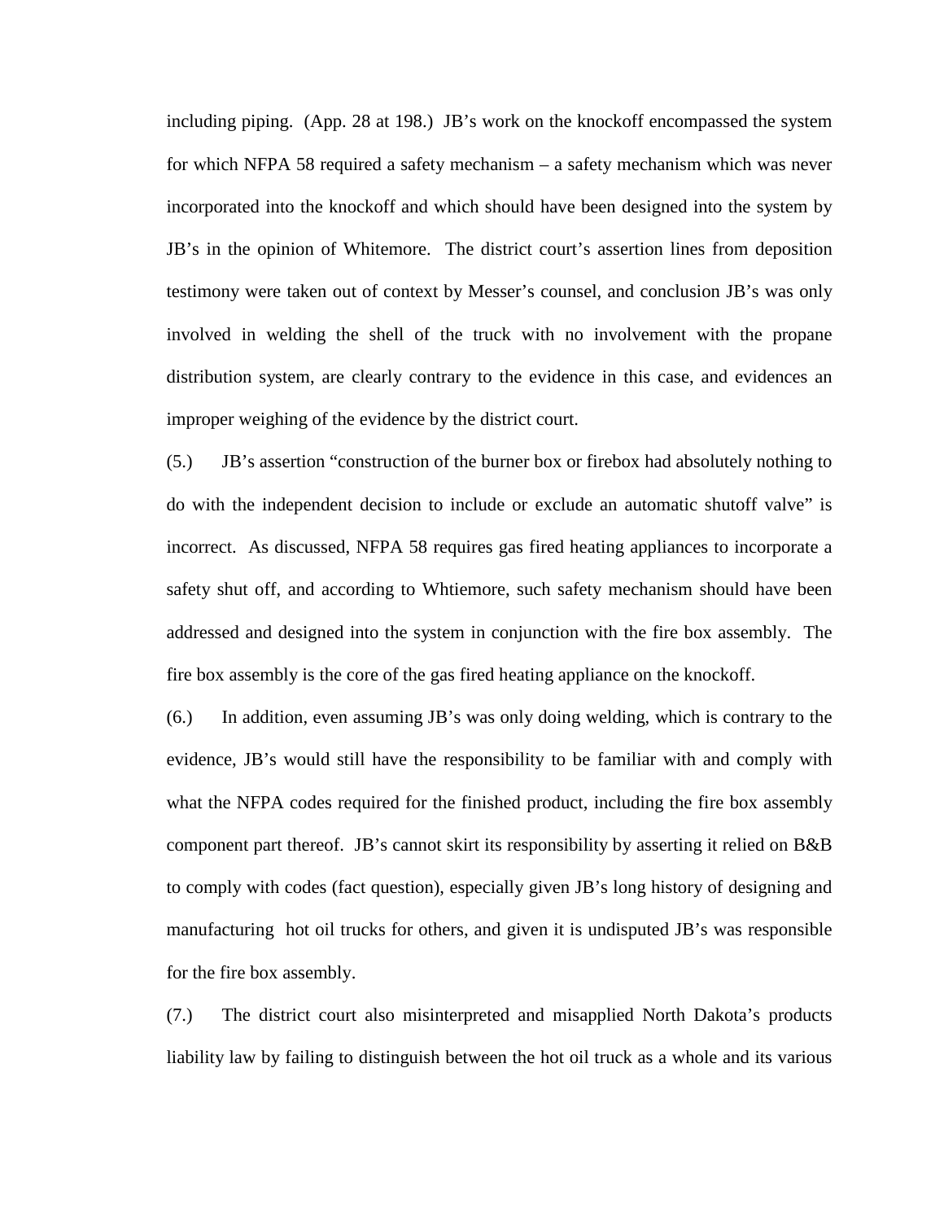including piping. (App. 28 at 198.) JB's work on the knockoff encompassed the system for which NFPA 58 required a safety mechanism – a safety mechanism which was never incorporated into the knockoff and which should have been designed into the system by JB's in the opinion of Whitemore. The district court's assertion lines from deposition testimony were taken out of context by Messer's counsel, and conclusion JB's was only involved in welding the shell of the truck with no involvement with the propane distribution system, are clearly contrary to the evidence in this case, and evidences an improper weighing of the evidence by the district court.

(5.) JB's assertion "construction of the burner box or firebox had absolutely nothing to do with the independent decision to include or exclude an automatic shutoff valve" is incorrect. As discussed, NFPA 58 requires gas fired heating appliances to incorporate a safety shut off, and according to Whtiemore, such safety mechanism should have been addressed and designed into the system in conjunction with the fire box assembly. The fire box assembly is the core of the gas fired heating appliance on the knockoff.

(6.) In addition, even assuming JB's was only doing welding, which is contrary to the evidence, JB's would still have the responsibility to be familiar with and comply with what the NFPA codes required for the finished product, including the fire box assembly component part thereof. JB's cannot skirt its responsibility by asserting it relied on B&B to comply with codes (fact question), especially given JB's long history of designing and manufacturing hot oil trucks for others, and given it is undisputed JB's was responsible for the fire box assembly.

(7.) The district court also misinterpreted and misapplied North Dakota's products liability law by failing to distinguish between the hot oil truck as a whole and its various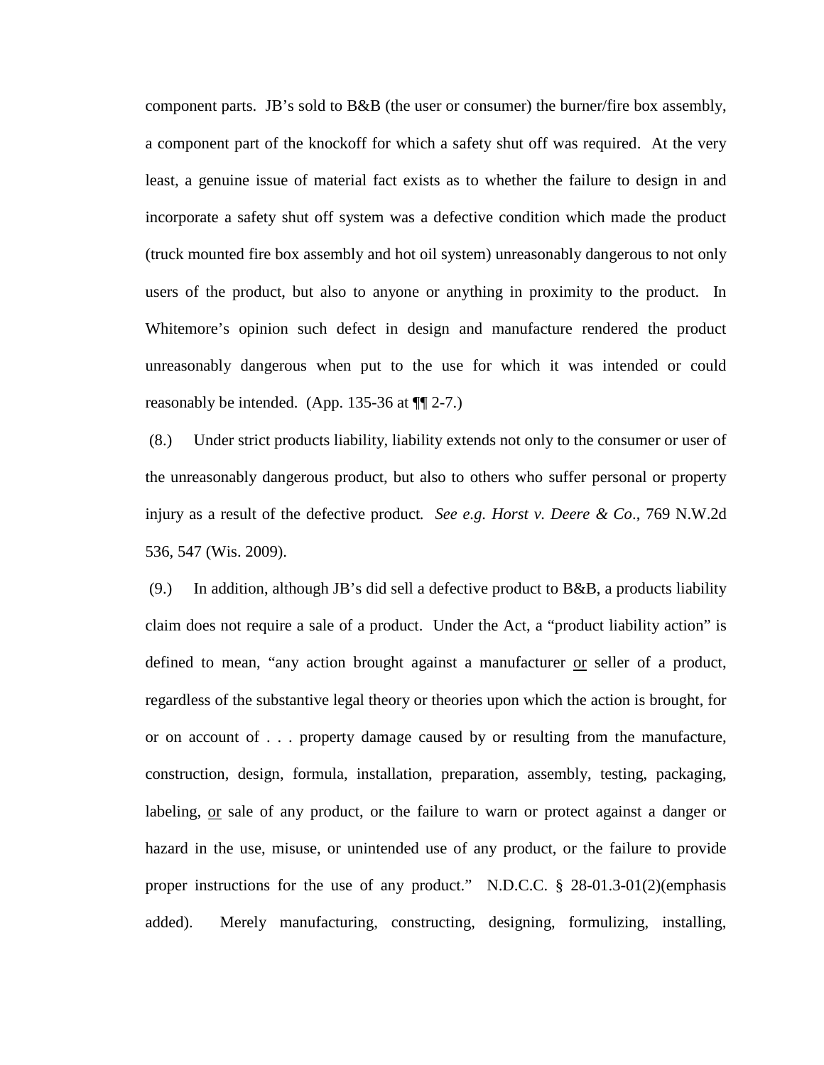component parts. JB's sold to B&B (the user or consumer) the burner/fire box assembly, a component part of the knockoff for which a safety shut off was required. At the very least, a genuine issue of material fact exists as to whether the failure to design in and incorporate a safety shut off system was a defective condition which made the product (truck mounted fire box assembly and hot oil system) unreasonably dangerous to not only users of the product, but also to anyone or anything in proximity to the product. In Whitemore's opinion such defect in design and manufacture rendered the product unreasonably dangerous when put to the use for which it was intended or could reasonably be intended. (App. 135-36 at ¶¶ 2-7.)

(8.) Under strict products liability, liability extends not only to the consumer or user of the unreasonably dangerous product, but also to others who suffer personal or property injury as a result of the defective product. *See e.g. Horst v. Deere & Co.*, 769 N.W.2d 536, 547 (Wis. 2009).

(9.) In addition, although JB's did sell a defective product to B&B, a products liability claim does not require a sale of a product. Under the Act, a "product liability action" is defined to mean, "any action brought against a manufacturer <u>or</u> seller of a product, regardless of the substantive legal theory or theories upon which the action is brought, for or on account of . . . property damage caused by or resulting from the manufacture, construction, design, formula, installation, preparation, assembly, testing, packaging, labeling, <u>or</u> sale of any product, or the failure to warn or protect against a danger or hazard in the use, misuse, or unintended use of any product, or the failure to provide proper instructions for the use of any product." N.D.C.C. § 28-01.3-01(2)(emphasis added). Merely manufacturing, constructing, designing, formulizing, installing,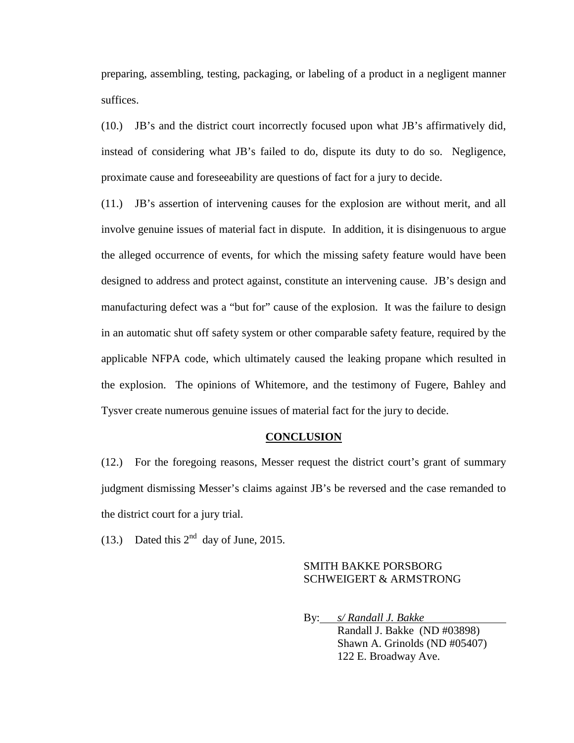preparing, assembling, testing, packaging, or labeling of a product in a negligent manner suffices.

(10.) JB's and the district court incorrectly focused upon what JB's affirmatively did, instead of considering what JB's failed to do, dispute its duty to do so. Negligence, proximate cause and foreseeability are questions of fact for a jury to decide.

(11.) JB's assertion of intervening causes for the explosion are without merit, and all involve genuine issues of material fact in dispute. In addition, it is disingenuous to argue the alleged occurrence of events, for which the missing safety feature would have been designed to address and protect against, constitute an intervening cause. JB's design and manufacturing defect was a "but for" cause of the explosion. It was the failure to design in an automatic shut off safety system or other comparable safety feature, required by the applicable NFPA code, which ultimately caused the leaking propane which resulted in the explosion. The opinions of Whitemore, and the testimony of Fugere, Bahley and Tysver create numerous genuine issues of material fact for the jury to decide.

## CONCLUSION

(12.) For the foregoing reasons, Messer request the district court's grant of summary judgment dismissing Messer's claims against JB's be reversed and the case remanded to the district court for a jury trial.

(13.) Dated this 2nd day of June, 2015.

SMITH BAKKE PORSBORG
SCHWEIGERT & ARMSTRONG

By: *s/ Randall J. Bakke*
Randall J. Bakke (ND #03898)
Shawn A. Grinolds (ND #05407)
122 E. Broadway Ave.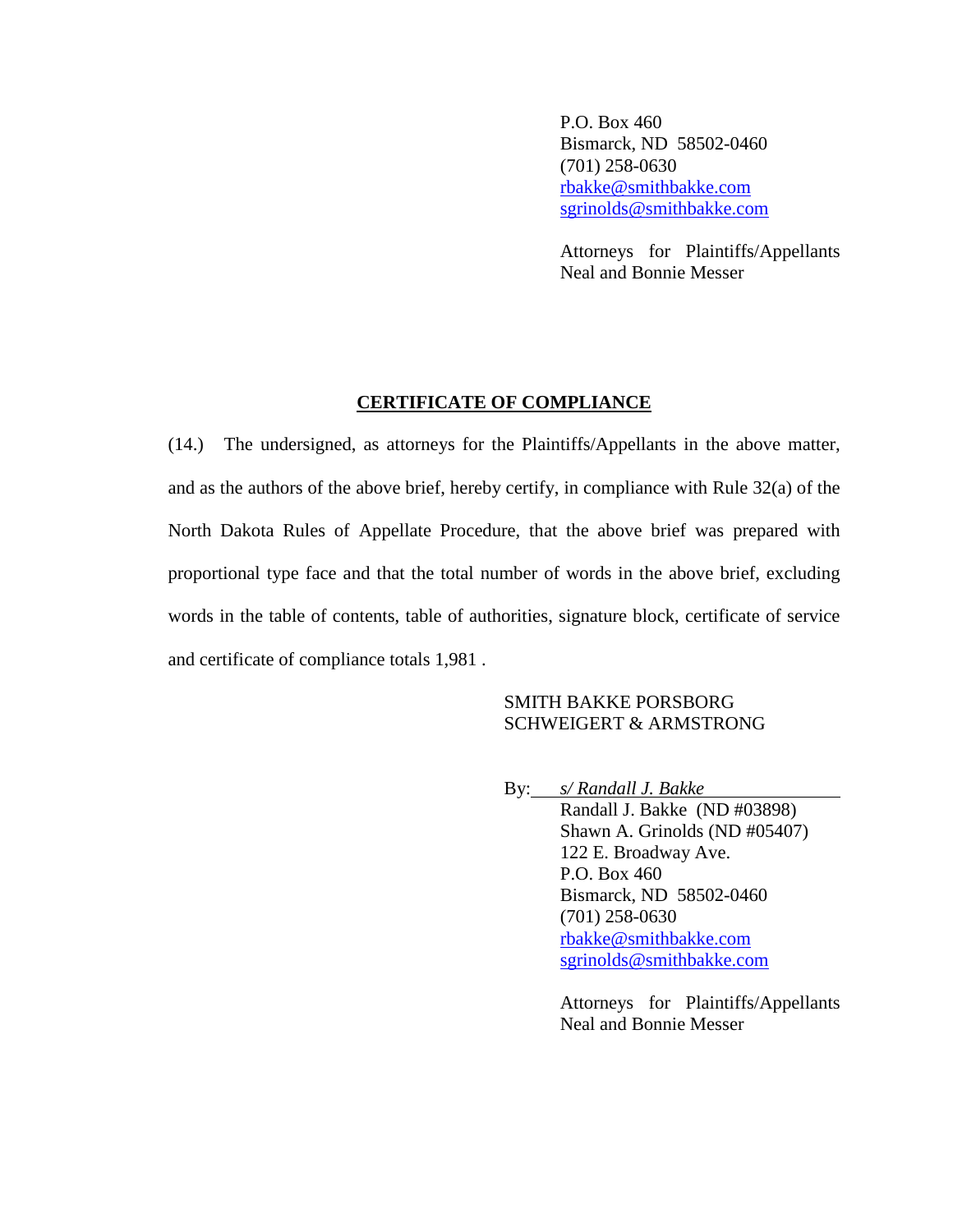P.O. Box 460
Bismarck, ND 58502-0460
(701) 258-0630
rbakke@smithbakke.com
sgrinolds@smithbakke.com

Attorneys for Plaintiffs/Appellants Neal and Bonnie Messer

## CERTIFICATE OF COMPLIANCE

(14.) The undersigned, as attorneys for the Plaintiffs/Appellants in the above matter, and as the authors of the above brief, hereby certify, in compliance with Rule 32(a) of the North Dakota Rules of Appellate Procedure, that the above brief was prepared with proportional type face and that the total number of words in the above brief, excluding words in the table of contents, table of authorities, signature block, certificate of service and certificate of compliance totals 1,981 .

SMITH BAKKE PORSBORG
SCHWEIGERT & ARMSTRONG

By: *s/ Randall J. Bakke*
Randall J. Bakke (ND #03898)
Shawn A. Grinolds (ND #05407)
122 E. Broadway Ave.
P.O. Box 460
Bismarck, ND 58502-0460
(701) 258-0630
rbakke@smithbakke.com
sgrinolds@smithbakke.com

Attorneys for Plaintiffs/Appellants Neal and Bonnie Messer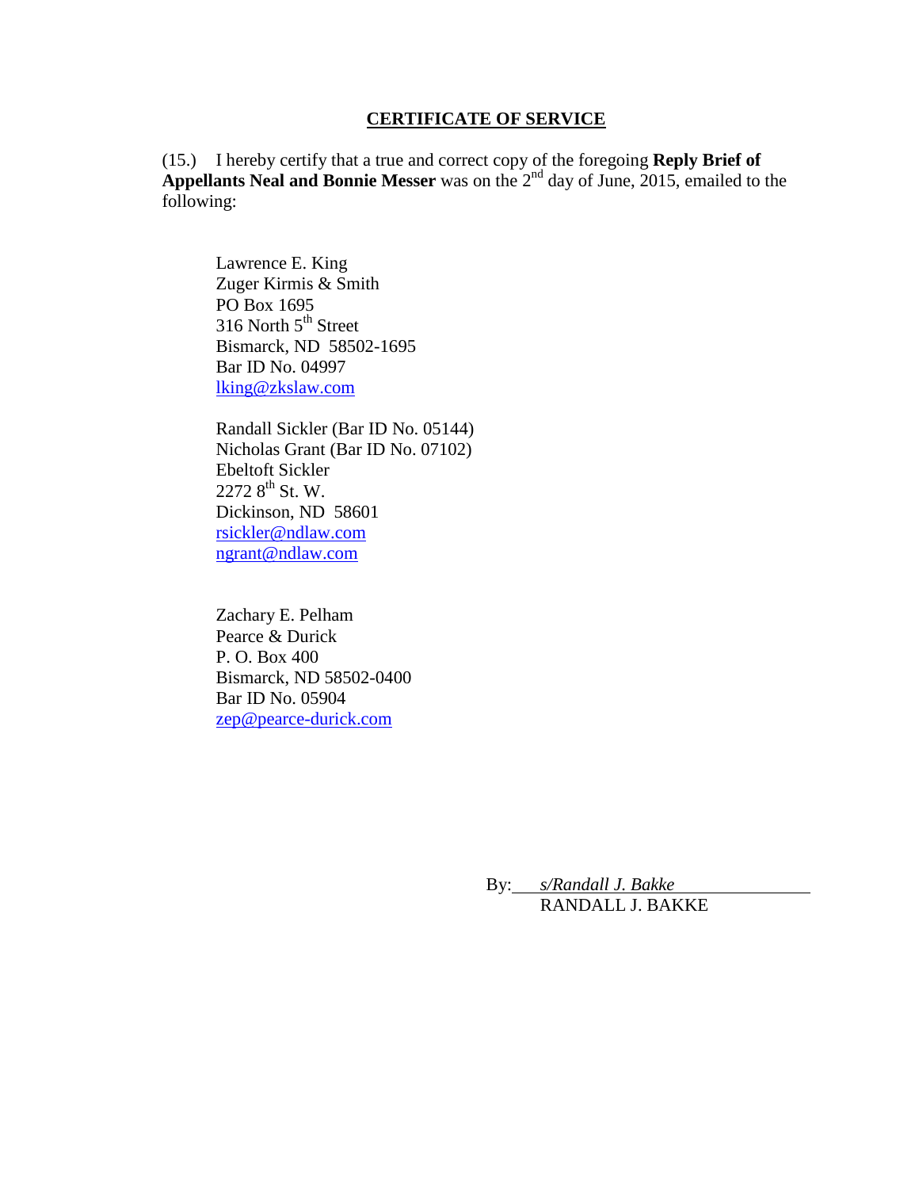## CERTIFICATE OF SERVICE

(15.) I hereby certify that a true and correct copy of the foregoing **Reply Brief of Appellants Neal and Bonnie Messer** was on the 2nd day of June, 2015, emailed to the following:

Lawrence E. King
Zuger Kirmis & Smith
PO Box 1695
316 North 5th Street
Bismarck, ND 58502-1695
Bar ID No. 04997
lking@zkslaw.com

Randall Sickler (Bar ID No. 05144)
Nicholas Grant (Bar ID No. 07102)
Ebeltoft Sickler
2272 8th St. W.
Dickinson, ND 58601
rsickler@ndlaw.com
ngrant@ndlaw.com

Zachary E. Pelham
Pearce & Durick
P. O. Box 400
Bismarck, ND 58502-0400
Bar ID No. 05904
zep@pearce-durick.com

By: *s/Randall J. Bakke*
RANDALL J. BAKKE